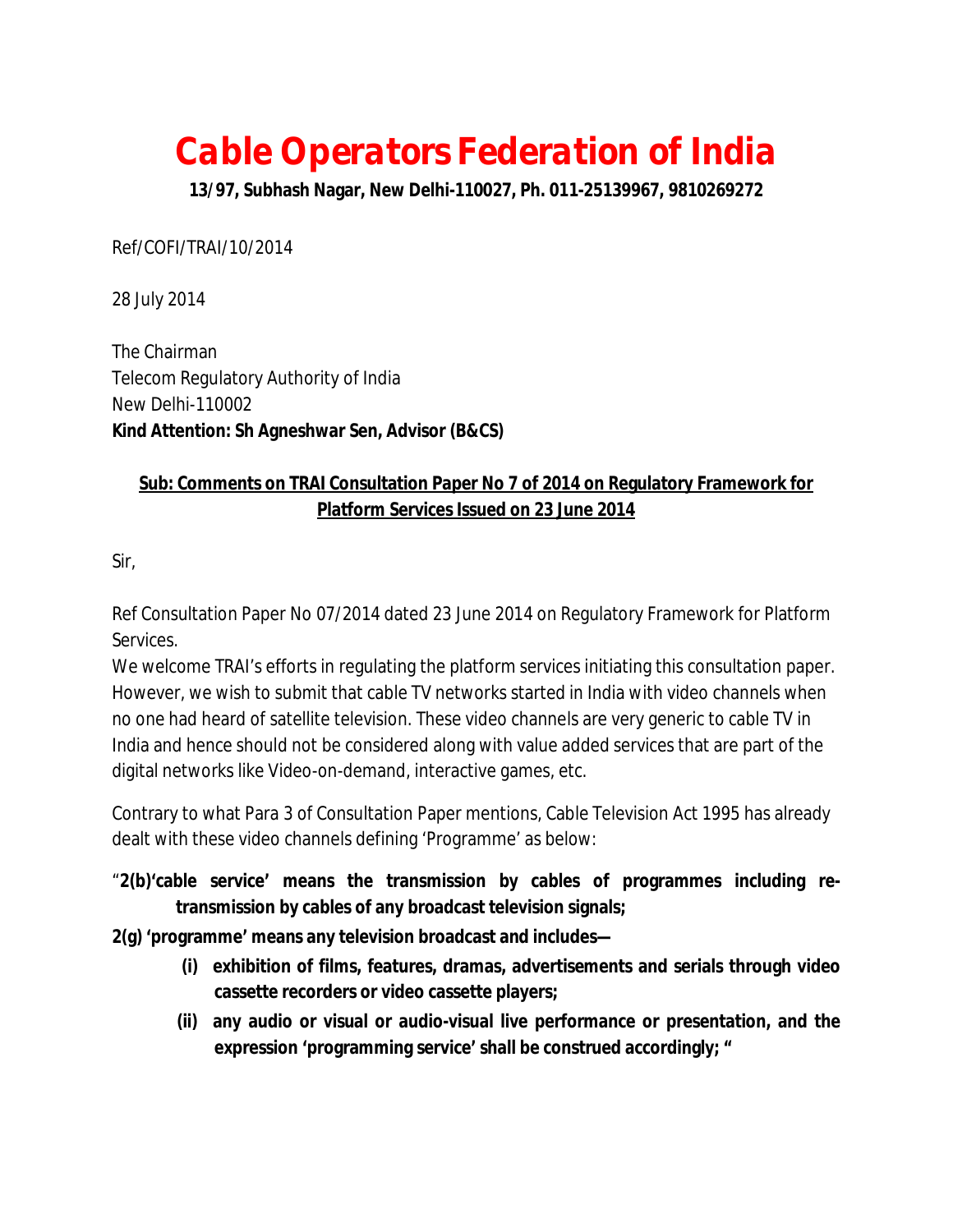# Cable Operators Federation of India

**13/97, Subhash Nagar, New Delhi-110027, Ph. 011-25139967, 9810269272**

Ref/COFI/TRAI/10/2014

28 July 2014

The Chairman
Telecom Regulatory Authority of India
New Delhi-110002
**Kind Attention: Sh Agneshwar Sen, Advisor (B&CS)**

**Sub: Comments on TRAI Consultation Paper No 7 of 2014 on Regulatory Framework for Platform Services Issued on 23 June 2014**

Sir,

Ref Consultation Paper No 07/2014 dated 23 June 2014 on Regulatory Framework for Platform Services.
We welcome TRAI's efforts in regulating the platform services initiating this consultation paper. However, we wish to submit that cable TV networks started in India with video channels when no one had heard of satellite television. These video channels are very generic to cable TV in India and hence should not be considered along with value added services that are part of the digital networks like Video-on-demand, interactive games, etc.

Contrary to what Para 3 of Consultation Paper mentions, Cable Television Act 1995 has already dealt with these video channels defining 'Programme' as below:

"**2(b)'cable service' means the transmission by cables of programmes including re-transmission by cables of any broadcast television signals;**

**2(g) 'programme' means any television broadcast and includes—**

- **(i) exhibition of films, features, dramas, advertisements and serials through video cassette recorders or video cassette players;**
- **(ii) any audio or visual or audio-visual live performance or presentation, and the expression 'programming service' shall be construed accordingly; "**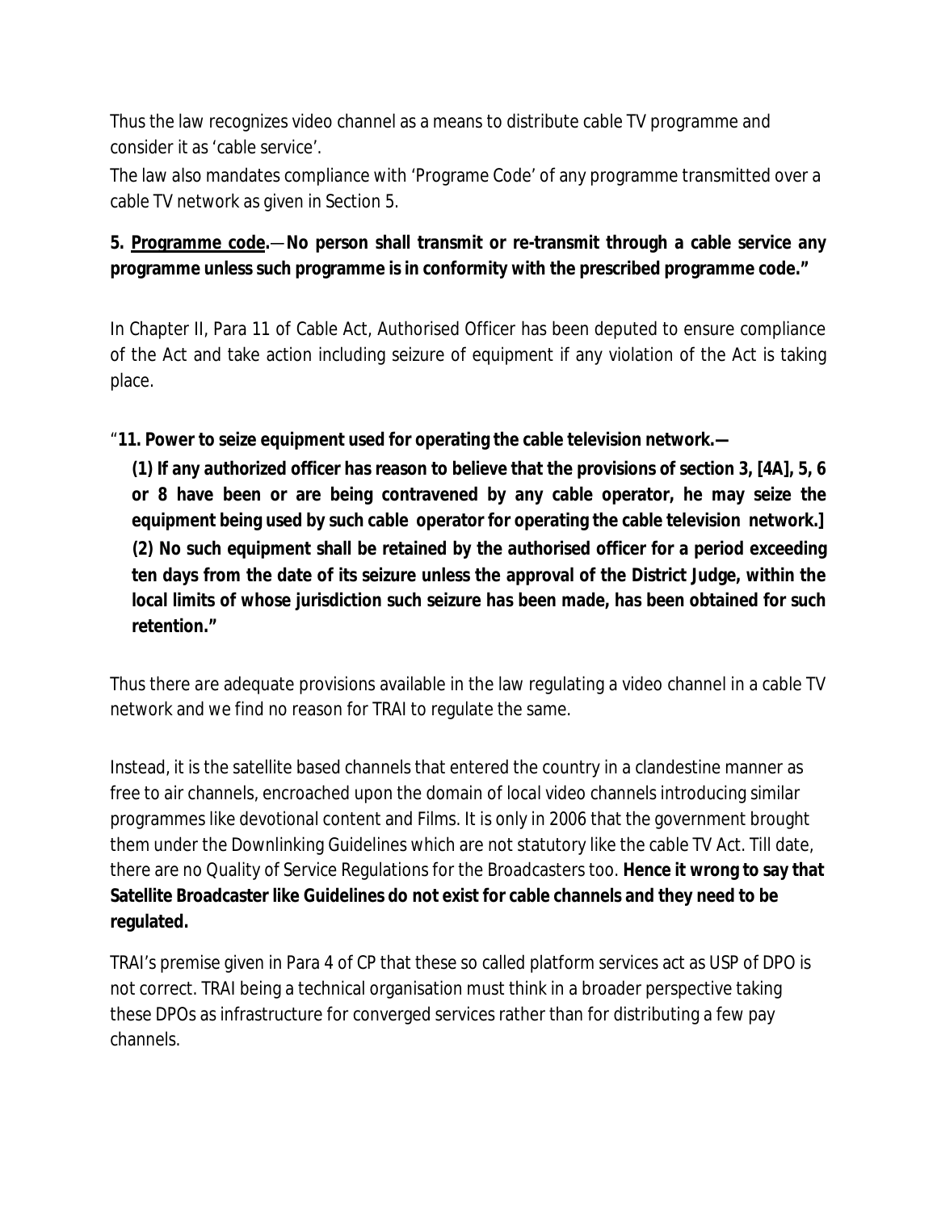Thus the law recognizes video channel as a means to distribute cable TV programme and consider it as 'cable service'.

The law also mandates compliance with 'Programe Code' of any programme transmitted over a cable TV network as given in Section 5.

**5. <u>Programme code</u>.—No person shall transmit or re-transmit through a cable service any programme unless such programme is in conformity with the prescribed programme code."**

In Chapter II, Para 11 of Cable Act, Authorised Officer has been deputed to ensure compliance of the Act and take action including seizure of equipment if any violation of the Act is taking place.

"**11. Power to seize equipment used for operating the cable television network.—**

> **(1) If any authorized officer has reason to believe that the provisions of section 3, [4A], 5, 6 or 8 have been or are being contravened by any cable operator, he may seize the equipment being used by such cable operator for operating the cable television network.]**
>
> **(2) No such equipment shall be retained by the authorised officer for a period exceeding ten days from the date of its seizure unless the approval of the District Judge, within the local limits of whose jurisdiction such seizure has been made, has been obtained for such retention."**

Thus there are adequate provisions available in the law regulating a video channel in a cable TV network and we find no reason for TRAI to regulate the same.

Instead, it is the satellite based channels that entered the country in a clandestine manner as free to air channels, encroached upon the domain of local video channels introducing similar programmes like devotional content and Films. It is only in 2006 that the government brought them under the Downlinking Guidelines which are not statutory like the cable TV Act. Till date, there are no Quality of Service Regulations for the Broadcasters too. **Hence it wrong to say that Satellite Broadcaster like Guidelines do not exist for cable channels and they need to be regulated.**

TRAI's premise given in Para 4 of CP that these so called platform services act as USP of DPO is not correct. TRAI being a technical organisation must think in a broader perspective taking these DPOs as infrastructure for converged services rather than for distributing a few pay channels.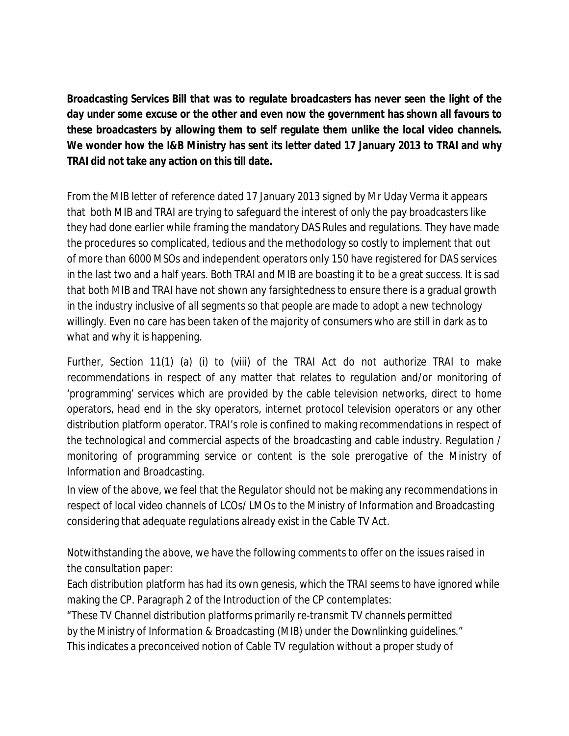**Broadcasting Services Bill that was to regulate broadcasters has never seen the light of the day under some excuse or the other and even now the government has shown all favours to these broadcasters by allowing them to self regulate them unlike the local video channels. We wonder how the I&B Ministry has sent its letter dated 17 January 2013 to TRAI and why TRAI did not take any action on this till date.**

From the MIB letter of reference dated 17 January 2013 signed by Mr Uday Verma it appears that both MIB and TRAI are trying to safeguard the interest of only the pay broadcasters like they had done earlier while framing the mandatory DAS Rules and regulations. They have made the procedures so complicated, tedious and the methodology so costly to implement that out of more than 6000 MSOs and independent operators only 150 have registered for DAS services in the last two and a half years. Both TRAI and MIB are boasting it to be a great success. It is sad that both MIB and TRAI have not shown any farsightedness to ensure there is a gradual growth in the industry inclusive of all segments so that people are made to adopt a new technology willingly. Even no care has been taken of the majority of consumers who are still in dark as to what and why it is happening.

Further, Section 11(1) (a) (i) to (viii) of the TRAI Act do not authorize TRAI to make recommendations in respect of any matter that relates to regulation and/or monitoring of 'programming' services which are provided by the cable television networks, direct to home operators, head end in the sky operators, internet protocol television operators or any other distribution platform operator. TRAI's role is confined to making recommendations in respect of the technological and commercial aspects of the broadcasting and cable industry. Regulation / monitoring of programming service or content is the sole prerogative of the Ministry of Information and Broadcasting.

In view of the above, we feel that the Regulator should not be making any recommendations in respect of local video channels of LCOs/ LMOs to the Ministry of Information and Broadcasting considering that adequate regulations already exist in the Cable TV Act.

Notwithstanding the above, we have the following comments to offer on the issues raised in the consultation paper:

Each distribution platform has had its own genesis, which the TRAI seems to have ignored while making the CP. Paragraph 2 of the Introduction of the CP contemplates:

*"These TV Channel distribution platforms primarily re-transmit TV channels permitted by the Ministry of Information & Broadcasting (MIB) under the Downlinking guidelines."*

This indicates a preconceived notion of Cable TV regulation without a proper study of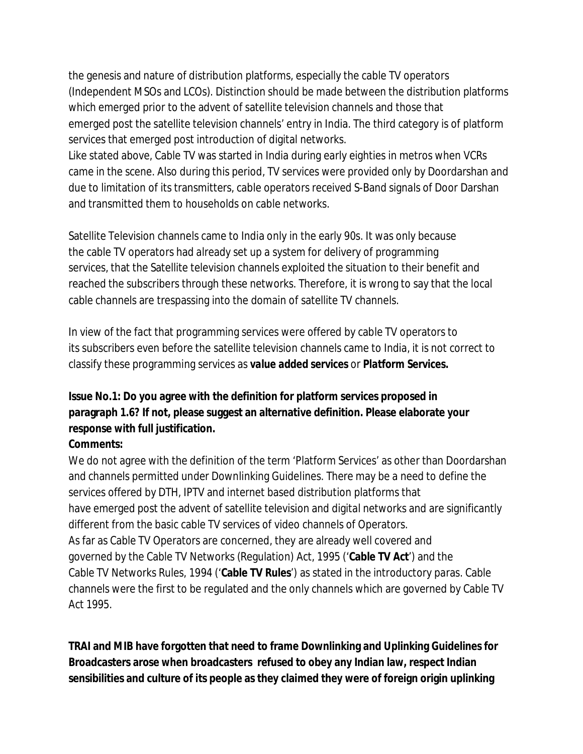the genesis and nature of distribution platforms, especially the cable TV operators (Independent MSOs and LCOs). Distinction should be made between the distribution platforms which emerged prior to the advent of satellite television channels and those that emerged post the satellite television channels' entry in India. The third category is of platform services that emerged post introduction of digital networks.

Like stated above, Cable TV was started in India during early eighties in metros when VCRs came in the scene. Also during this period, TV services were provided only by Doordarshan and due to limitation of its transmitters, cable operators received S-Band signals of Door Darshan and transmitted them to households on cable networks.

Satellite Television channels came to India only in the early 90s. It was only because the cable TV operators had already set up a system for delivery of programming services, that the Satellite television channels exploited the situation to their benefit and reached the subscribers through these networks. Therefore, it is wrong to say that the local cable channels are trespassing into the domain of satellite TV channels.

In view of the fact that programming services were offered by cable TV operators to its subscribers even before the satellite television channels came to India, it is not correct to classify these programming services as ***value added services*** or ***Platform Services.***

**Issue No.1: Do you agree with the definition for platform services proposed in paragraph 1.6? If not, please suggest an alternative definition. Please elaborate your response with full justification.**

**Comments:**

We do not agree with the definition of the term 'Platform Services' as other than Doordarshan and channels permitted under Downlinking Guidelines. There may be a need to define the services offered by DTH, IPTV and internet based distribution platforms that have emerged post the advent of satellite television and digital networks and are significantly different from the basic cable TV services of video channels of Operators.

As far as Cable TV Operators are concerned, they are already well covered and governed by the Cable TV Networks (Regulation) Act, 1995 ('**Cable TV Act**') and the Cable TV Networks Rules, 1994 ('**Cable TV Rules**') as stated in the introductory paras. Cable channels were the first to be regulated and the only channels which are governed by Cable TV Act 1995.

**TRAI and MIB have forgotten that need to frame Downlinking and Uplinking Guidelines for Broadcasters arose when broadcasters refused to obey any Indian law, respect Indian sensibilities and culture of its people as they claimed they were of foreign origin uplinking**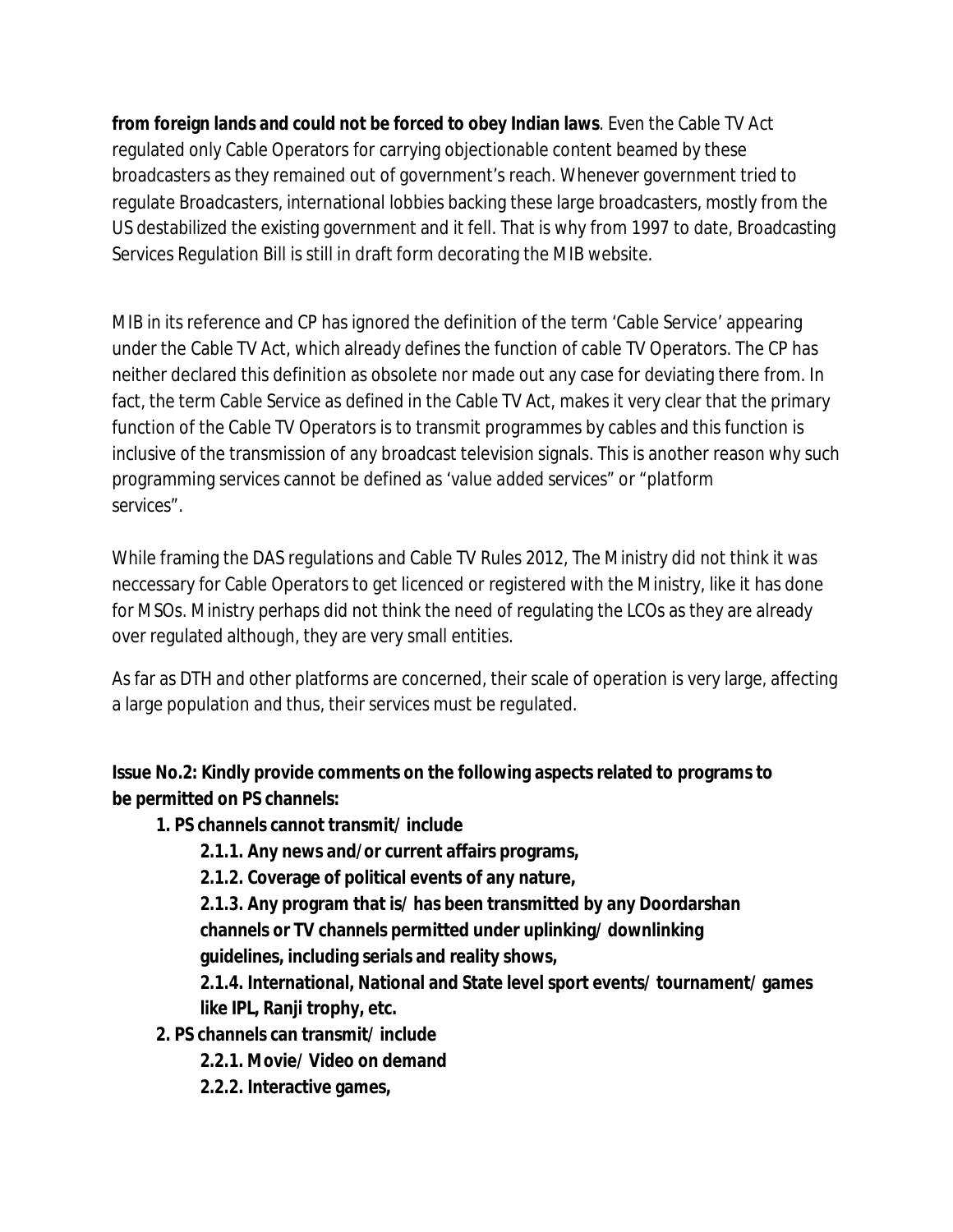**from foreign lands and could not be forced to obey Indian laws**. Even the Cable TV Act regulated only Cable Operators for carrying objectionable content beamed by these broadcasters as they remained out of government's reach. Whenever government tried to regulate Broadcasters, international lobbies backing these large broadcasters, mostly from the US destabilized the existing government and it fell. That is why from 1997 to date, Broadcasting Services Regulation Bill is still in draft form decorating the MIB website.

MIB in its reference and CP has ignored the definition of the term 'Cable Service' appearing under the Cable TV Act, which already defines the function of cable TV Operators. The CP has neither declared this definition as obsolete nor made out any case for deviating there from. In fact, the term Cable Service as defined in the Cable TV Act, makes it very clear that the primary function of the Cable TV Operators is to transmit programmes by cables and this function is inclusive of the transmission of any broadcast television signals. This is another reason why such programming services cannot be defined as 'value added services" or "platform services".

While framing the DAS regulations and Cable TV Rules 2012, The Ministry did not think it was neccessary for Cable Operators to get licenced or registered with the Ministry, like it has done for MSOs. Ministry perhaps did not think the need of regulating the LCOs as they are already over regulated although, they are very small entities.

As far as DTH and other platforms are concerned, their scale of operation is very large, affecting a large population and thus, their services must be regulated.

**Issue No.2: Kindly provide comments on the following aspects related to programs to be permitted on PS channels:**

1. **PS channels cannot transmit/ include**
    - **2.1.1. Any news and/or current affairs programs,**
    - **2.1.2. Coverage of political events of any nature,**
    - **2.1.3. Any program that is/ has been transmitted by any Doordarshan channels or TV channels permitted under uplinking/ downlinking guidelines, including serials and reality shows,**
    - **2.1.4. International, National and State level sport events/ tournament/ games like IPL, Ranji trophy, etc.**
2. **PS channels can transmit/ include**
    - **2.2.1. Movie/ Video on demand**
    - **2.2.2. Interactive games,**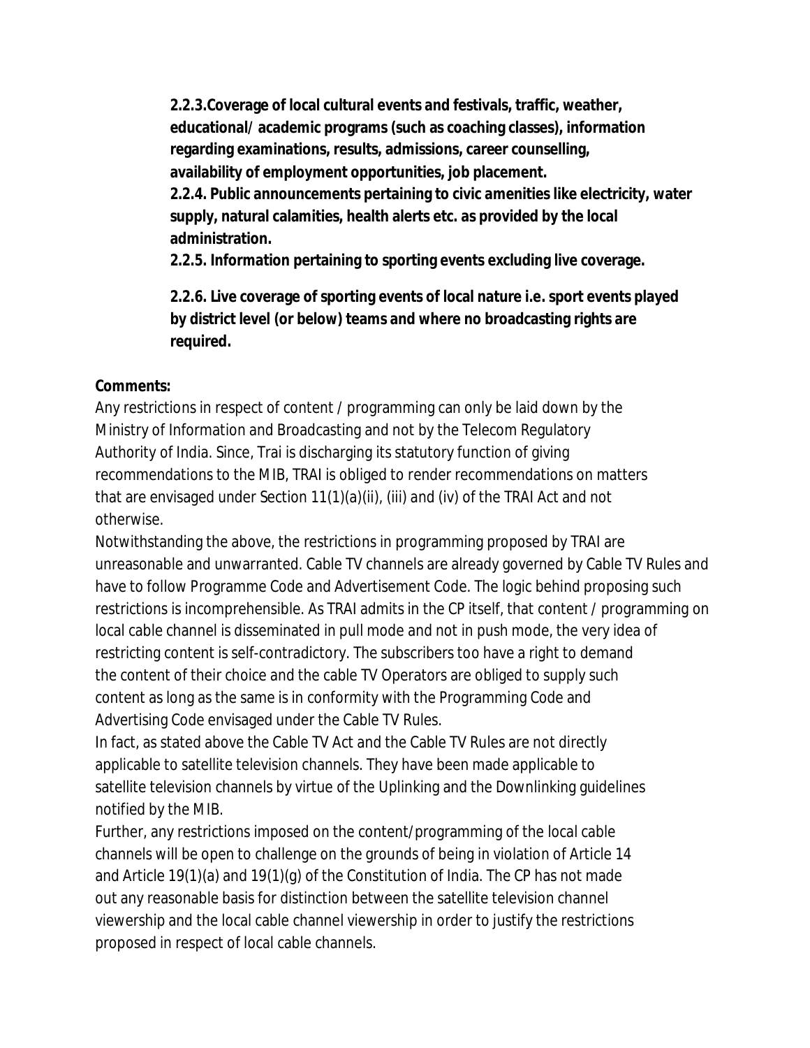**2.2.3.Coverage of local cultural events and festivals, traffic, weather, educational/ academic programs (such as coaching classes), information regarding examinations, results, admissions, career counselling, availability of employment opportunities, job placement.**

**2.2.4. Public announcements pertaining to civic amenities like electricity, water supply, natural calamities, health alerts etc. as provided by the local administration.**

**2.2.5. Information pertaining to sporting events excluding live coverage.**

**2.2.6. Live coverage of sporting events of local nature i.e. sport events played by district level (or below) teams and where no broadcasting rights are required.**

**Comments:**

Any restrictions in respect of content / programming can only be laid down by the Ministry of Information and Broadcasting and not by the Telecom Regulatory Authority of India. Since, Trai is discharging its statutory function of giving recommendations to the MIB, TRAI is obliged to render recommendations on matters that are envisaged under Section 11(1)(a)(ii), (iii) and (iv) of the TRAI Act and not otherwise.

Notwithstanding the above, the restrictions in programming proposed by TRAI are unreasonable and unwarranted. Cable TV channels are already governed by Cable TV Rules and have to follow Programme Code and Advertisement Code. The logic behind proposing such restrictions is incomprehensible. As TRAI admits in the CP itself, that content / programming on local cable channel is disseminated in pull mode and not in push mode, the very idea of restricting content is self-contradictory. The subscribers too have a right to demand the content of their choice and the cable TV Operators are obliged to supply such content as long as the same is in conformity with the Programming Code and Advertising Code envisaged under the Cable TV Rules.

In fact, as stated above the Cable TV Act and the Cable TV Rules are not directly applicable to satellite television channels. They have been made applicable to satellite television channels by virtue of the Uplinking and the Downlinking guidelines notified by the MIB.

Further, any restrictions imposed on the content/programming of the local cable channels will be open to challenge on the grounds of being in violation of Article 14 and Article 19(1)(a) and 19(1)(g) of the Constitution of India. The CP has not made out any reasonable basis for distinction between the satellite television channel viewership and the local cable channel viewership in order to justify the restrictions proposed in respect of local cable channels.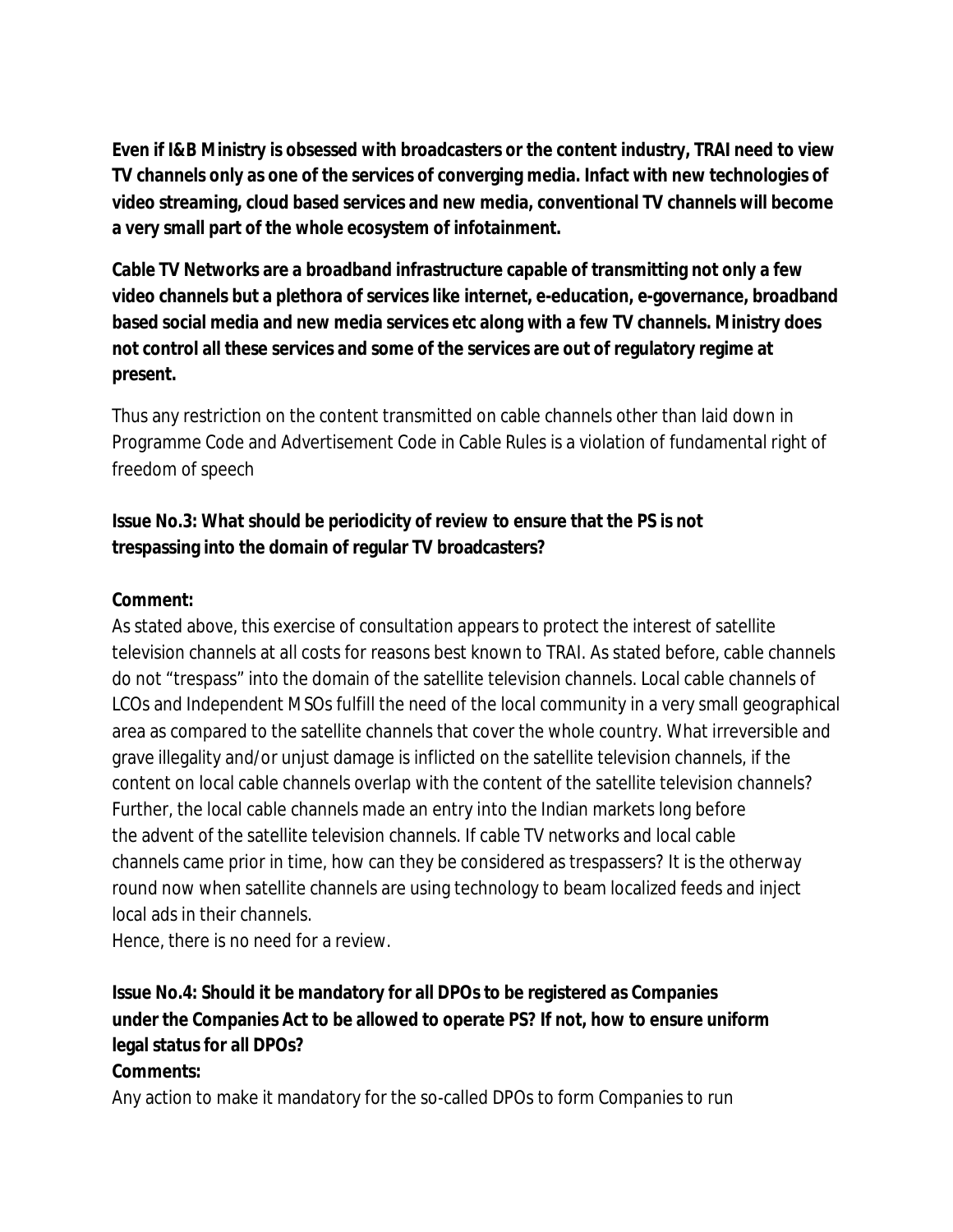**Even if I&B Ministry is obsessed with broadcasters or the content industry, TRAI need to view TV channels only as one of the services of converging media. Infact with new technologies of video streaming, cloud based services and new media, conventional TV channels will become a very small part of the whole ecosystem of infotainment.**

**Cable TV Networks are a broadband infrastructure capable of transmitting not only a few video channels but a plethora of services like internet, e-education, e-governance, broadband based social media and new media services etc along with a few TV channels. Ministry does not control all these services and some of the services are out of regulatory regime at present.**

Thus any restriction on the content transmitted on cable channels other than laid down in Programme Code and Advertisement Code in Cable Rules is a violation of fundamental right of freedom of speech

**Issue No.3: What should be periodicity of review to ensure that the PS is not trespassing into the domain of regular TV broadcasters?**

**Comment:**

As stated above, this exercise of consultation appears to protect the interest of satellite television channels at all costs for reasons best known to TRAI. As stated before, cable channels do not "trespass" into the domain of the satellite television channels. Local cable channels of LCOs and Independent MSOs fulfill the need of the local community in a very small geographical area as compared to the satellite channels that cover the whole country. What irreversible and grave illegality and/or unjust damage is inflicted on the satellite television channels, if the content on local cable channels overlap with the content of the satellite television channels? Further, the local cable channels made an entry into the Indian markets long before the advent of the satellite television channels. If cable TV networks and local cable channels came prior in time, how can they be considered as trespassers? It is the otherway round now when satellite channels are using technology to beam localized feeds and inject local ads in their channels.

Hence, there is no need for a review.

**Issue No.4: Should it be mandatory for all DPOs to be registered as Companies under the Companies Act to be allowed to operate PS? If not, how to ensure uniform legal status for all DPOs?**

**Comments:**

Any action to make it mandatory for the so-called DPOs to form Companies to run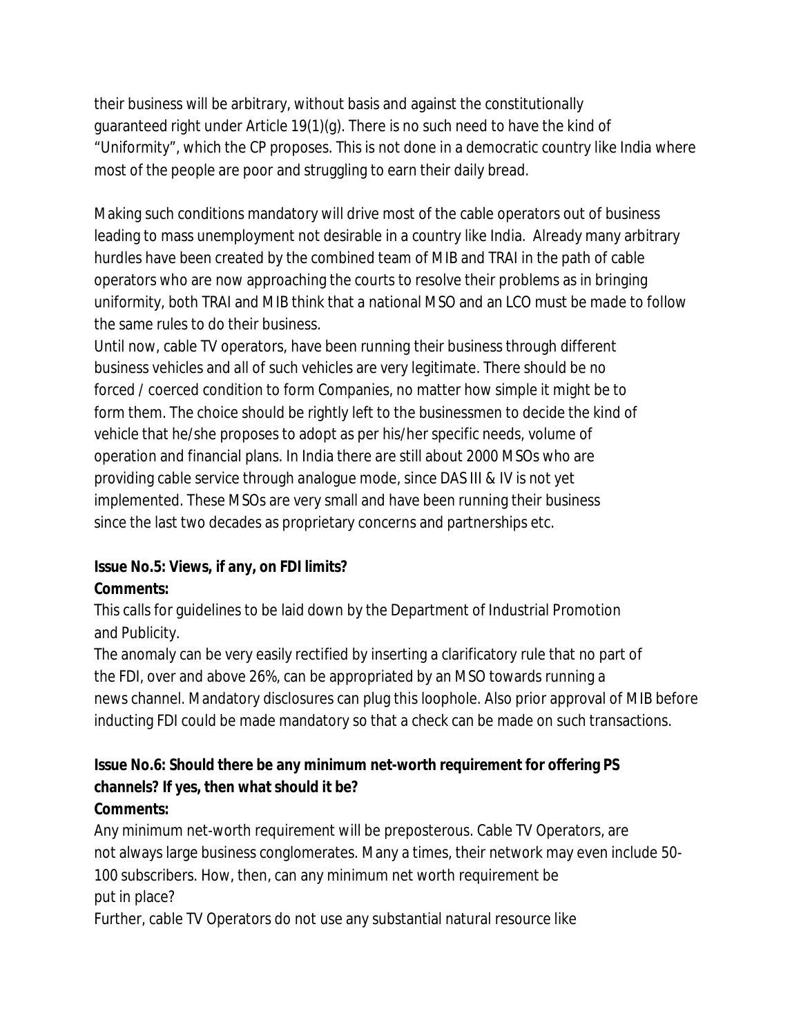their business will be arbitrary, without basis and against the constitutionally guaranteed right under Article 19(1)(g). There is no such need to have the kind of "Uniformity", which the CP proposes. This is not done in a democratic country like India where most of the people are poor and struggling to earn their daily bread.

Making such conditions mandatory will drive most of the cable operators out of business leading to mass unemployment not desirable in a country like India. Already many arbitrary hurdles have been created by the combined team of MIB and TRAI in the path of cable operators who are now approaching the courts to resolve their problems as in bringing uniformity, both TRAI and MIB think that a national MSO and an LCO must be made to follow the same rules to do their business.

Until now, cable TV operators, have been running their business through different business vehicles and all of such vehicles are very legitimate. There should be no forced / coerced condition to form Companies, no matter how simple it might be to form them. The choice should be rightly left to the businessmen to decide the kind of vehicle that he/she proposes to adopt as per his/her specific needs, volume of operation and financial plans. In India there are still about 2000 MSOs who are providing cable service through analogue mode, since DAS III & IV is not yet implemented. These MSOs are very small and have been running their business since the last two decades as proprietary concerns and partnerships etc.

**Issue No.5: Views, if any, on FDI limits?**
**Comments:**

This calls for guidelines to be laid down by the Department of Industrial Promotion and Publicity.

The anomaly can be very easily rectified by inserting a clarificatory rule that no part of the FDI, over and above 26%, can be appropriated by an MSO towards running a news channel. Mandatory disclosures can plug this loophole. Also prior approval of MIB before inducting FDI could be made mandatory so that a check can be made on such transactions.

**Issue No.6: Should there be any minimum net-worth requirement for offering PS channels? If yes, then what should it be?**
**Comments:**

Any minimum net-worth requirement will be preposterous. Cable TV Operators, are not always large business conglomerates. Many a times, their network may even include 50-100 subscribers. How, then, can any minimum net worth requirement be put in place?

Further, cable TV Operators do not use any substantial natural resource like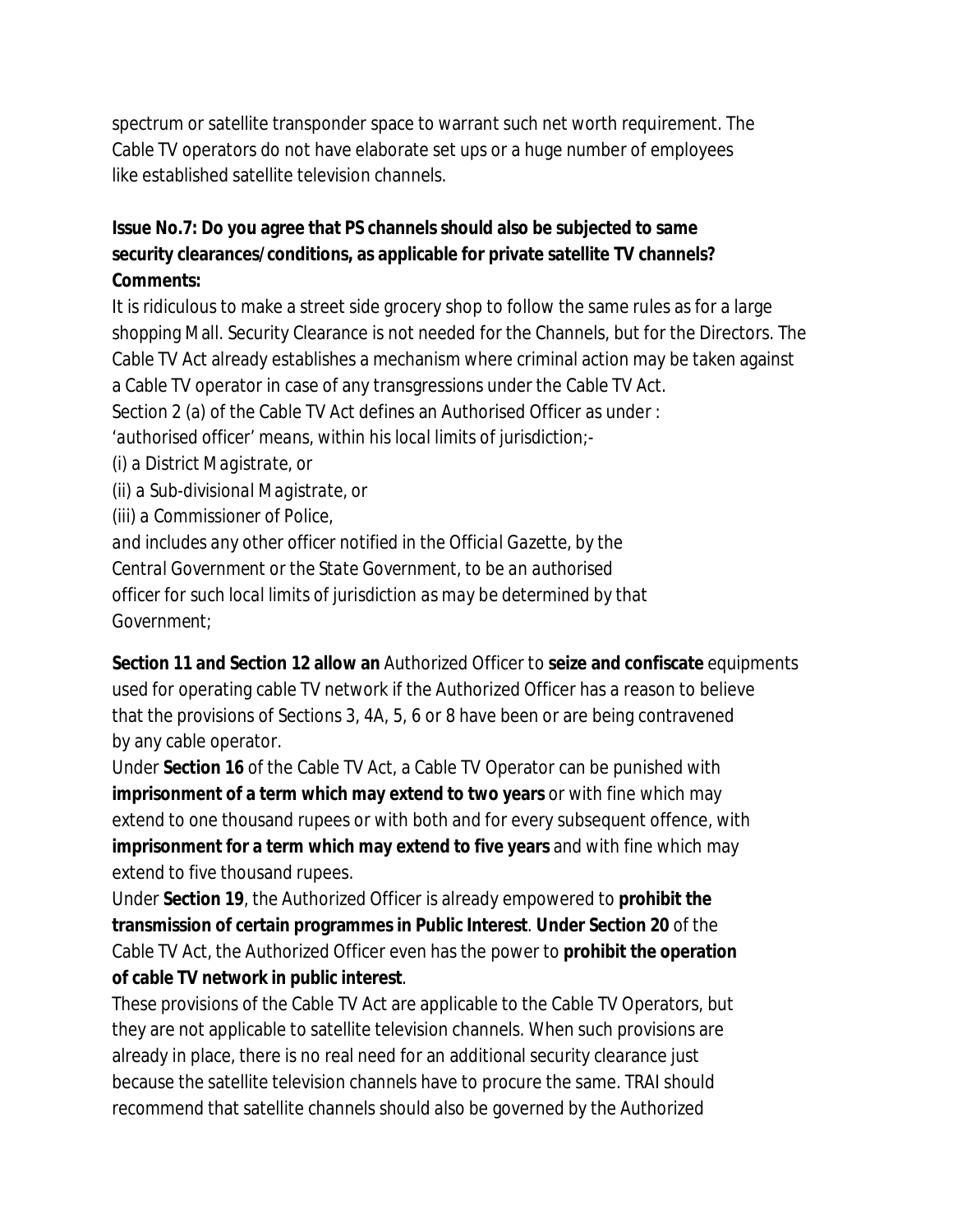spectrum or satellite transponder space to warrant such net worth requirement. The Cable TV operators do not have elaborate set ups or a huge number of employees like established satellite television channels.

**Issue No.7: Do you agree that PS channels should also be subjected to same security clearances/conditions, as applicable for private satellite TV channels?**
**Comments:**

It is ridiculous to make a street side grocery shop to follow the same rules as for a large shopping Mall. Security Clearance is not needed for the Channels, but for the Directors. The Cable TV Act already establishes a mechanism where criminal action may be taken against a Cable TV operator in case of any transgressions under the Cable TV Act.

Section 2 (a) of the Cable TV Act defines an Authorised Officer as under :

*'authorised officer' means, within his local limits of jurisdiction;-*

*(i) a District Magistrate, or*

*(ii) a Sub-divisional Magistrate, or*

*(iii) a Commissioner of Police,*

*and includes any other officer notified in the Official Gazette, by the Central Government or the State Government, to be an authorised officer for such local limits of jurisdiction as may be determined by that Government;*

**Section 11 and Section 12 allow an** Authorized Officer to **seize and confiscate** equipments used for operating cable TV network if the Authorized Officer has a reason to believe that the provisions of Sections 3, 4A, 5, 6 or 8 have been or are being contravened by any cable operator.

Under **Section 16** of the Cable TV Act, a Cable TV Operator can be punished with **imprisonment of a term which may extend to two years** or with fine which may extend to one thousand rupees or with both and for every subsequent offence, with **imprisonment for a term which may extend to five years** and with fine which may extend to five thousand rupees.

Under **Section 19**, the Authorized Officer is already empowered to **prohibit the transmission of certain programmes in Public Interest**. **Under Section 20** of the Cable TV Act, the Authorized Officer even has the power to **prohibit the operation of cable TV network in public interest**.

These provisions of the Cable TV Act are applicable to the Cable TV Operators, but they are not applicable to satellite television channels. When such provisions are already in place, there is no real need for an additional security clearance just because the satellite television channels have to procure the same. TRAI should recommend that satellite channels should also be governed by the Authorized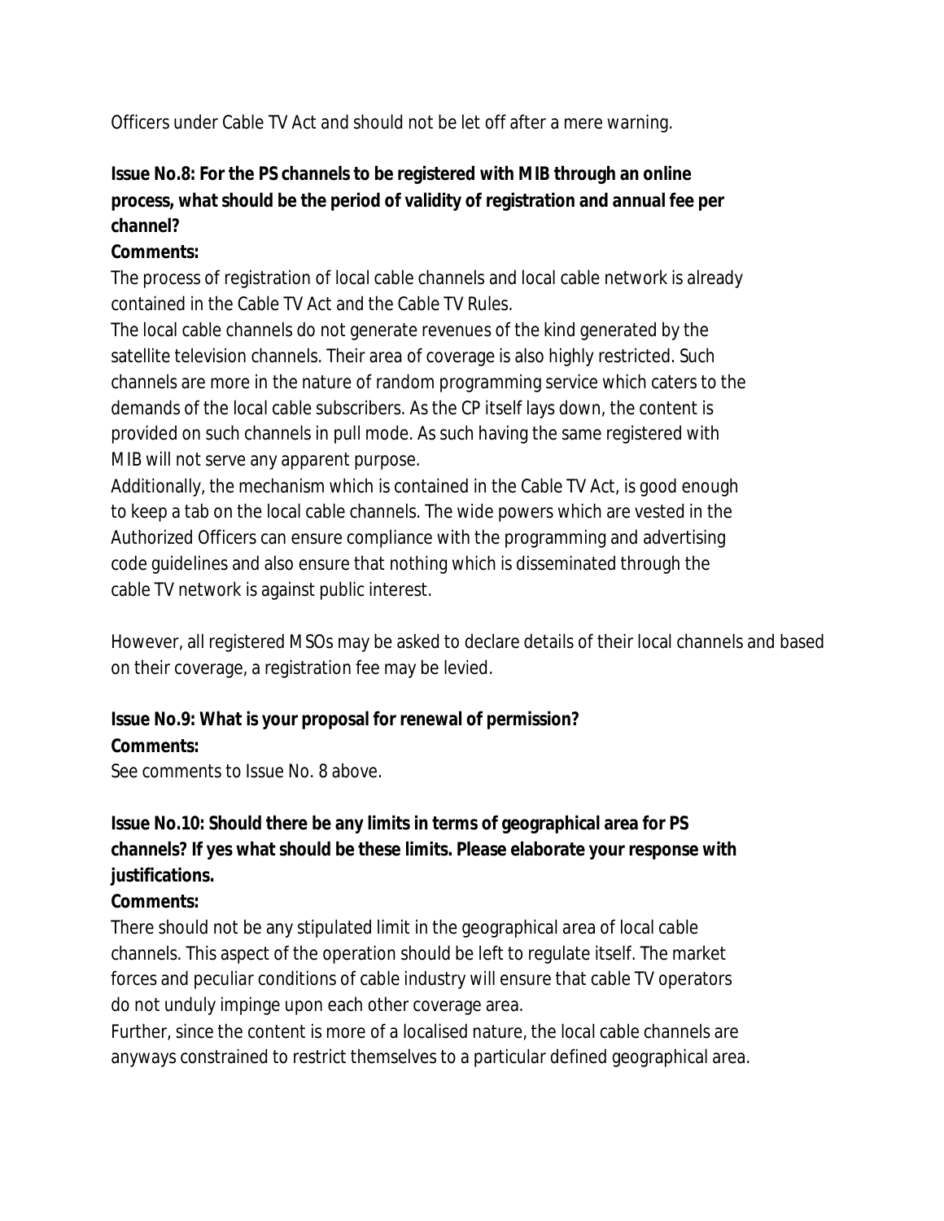Officers under Cable TV Act and should not be let off after a mere warning.

**Issue No.8: For the PS channels to be registered with MIB through an online process, what should be the period of validity of registration and annual fee per channel?**

**Comments:**

The process of registration of local cable channels and local cable network is already contained in the Cable TV Act and the Cable TV Rules.

The local cable channels do not generate revenues of the kind generated by the satellite television channels. Their area of coverage is also highly restricted. Such channels are more in the nature of random programming service which caters to the demands of the local cable subscribers. As the CP itself lays down, the content is provided on such channels in pull mode. As such having the same registered with MIB will not serve any apparent purpose.

Additionally, the mechanism which is contained in the Cable TV Act, is good enough to keep a tab on the local cable channels. The wide powers which are vested in the Authorized Officers can ensure compliance with the programming and advertising code guidelines and also ensure that nothing which is disseminated through the cable TV network is against public interest.

However, all registered MSOs may be asked to declare details of their local channels and based on their coverage, a registration fee may be levied.

**Issue No.9: What is your proposal for renewal of permission?**

**Comments:**

See comments to Issue No. 8 above.

**Issue No.10: Should there be any limits in terms of geographical area for PS channels? If yes what should be these limits. Please elaborate your response with justifications.**

**Comments:**

There should not be any stipulated limit in the geographical area of local cable channels. This aspect of the operation should be left to regulate itself. The market forces and peculiar conditions of cable industry will ensure that cable TV operators do not unduly impinge upon each other coverage area.

Further, since the content is more of a localised nature, the local cable channels are anyways constrained to restrict themselves to a particular defined geographical area.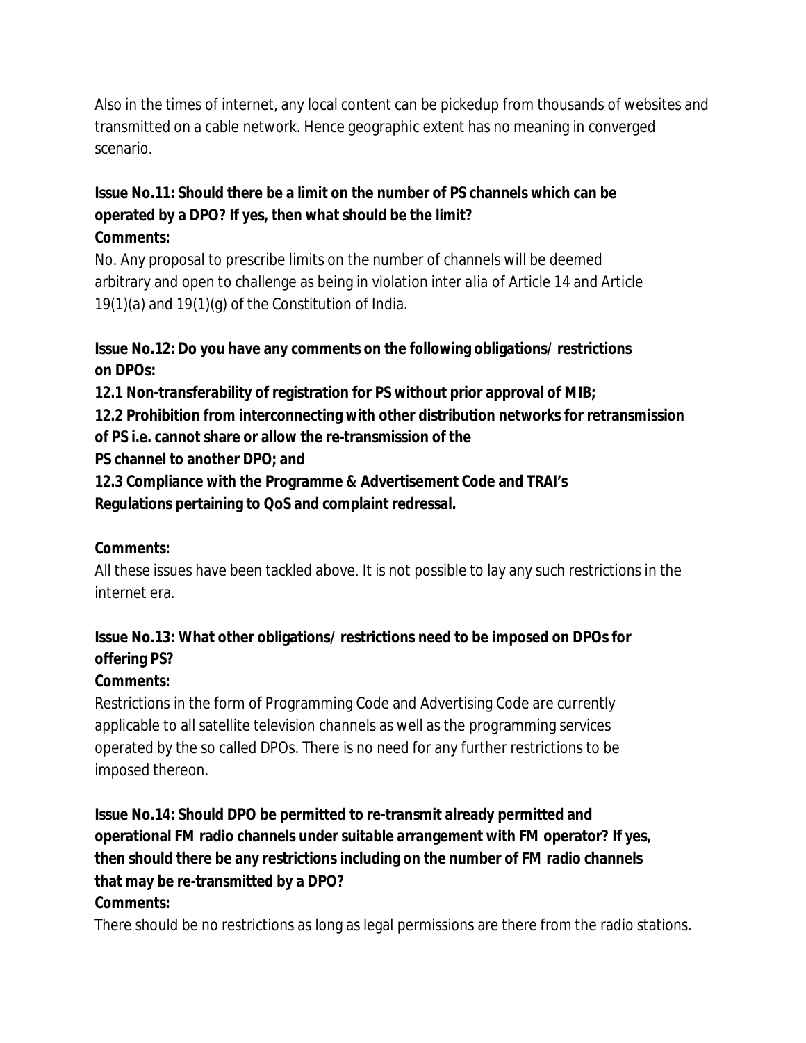Also in the times of internet, any local content can be pickedup from thousands of websites and transmitted on a cable network. Hence geographic extent has no meaning in converged scenario.

**Issue No.11: Should there be a limit on the number of PS channels which can be operated by a DPO? If yes, then what should be the limit?**
**Comments:**

No. Any proposal to prescribe limits on the number of channels will be deemed arbitrary and open to challenge as being in violation inter alia of Article 14 and Article 19(1)(a) and 19(1)(g) of the Constitution of India.

**Issue No.12: Do you have any comments on the following obligations/ restrictions on DPOs:**

**12.1 Non-transferability of registration for PS without prior approval of MIB;**

**12.2 Prohibition from interconnecting with other distribution networks for retransmission of PS i.e. cannot share or allow the re-transmission of the PS channel to another DPO; and**

**12.3 Compliance with the Programme & Advertisement Code and TRAI's Regulations pertaining to QoS and complaint redressal.**

**Comments:**

All these issues have been tackled above. It is not possible to lay any such restrictions in the internet era.

**Issue No.13: What other obligations/ restrictions need to be imposed on DPOs for offering PS?**
**Comments:**

Restrictions in the form of Programming Code and Advertising Code are currently applicable to all satellite television channels as well as the programming services operated by the so called DPOs. There is no need for any further restrictions to be imposed thereon.

**Issue No.14: Should DPO be permitted to re-transmit already permitted and operational FM radio channels under suitable arrangement with FM operator? If yes, then should there be any restrictions including on the number of FM radio channels that may be re-transmitted by a DPO?**
**Comments:**

There should be no restrictions as long as legal permissions are there from the radio stations.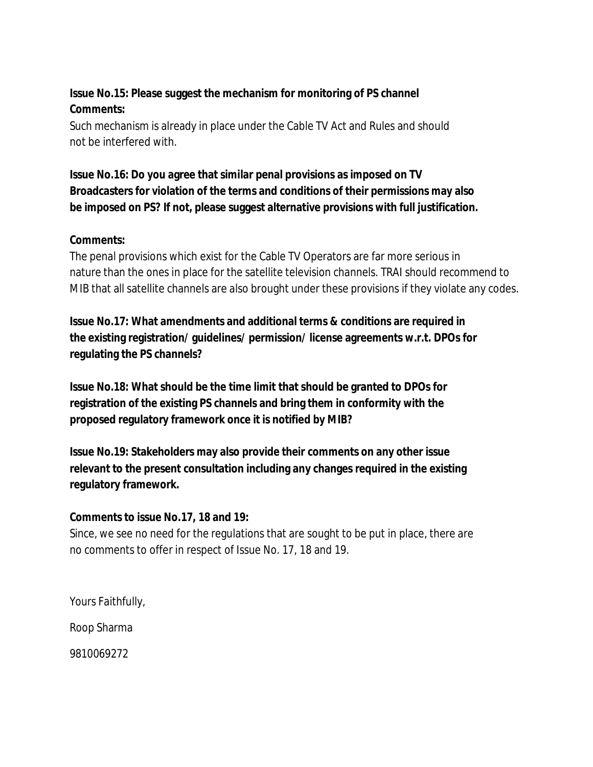**Issue No.15: Please suggest the mechanism for monitoring of PS channel**
**Comments:**

Such mechanism is already in place under the Cable TV Act and Rules and should not be interfered with.

**Issue No.16: Do you agree that similar penal provisions as imposed on TV Broadcasters for violation of the terms and conditions of their permissions may also be imposed on PS? If not, please suggest alternative provisions with full justification.**

**Comments:**

The penal provisions which exist for the Cable TV Operators are far more serious in nature than the ones in place for the satellite television channels. TRAI should recommend to MIB that all satellite channels are also brought under these provisions if they violate any codes.

**Issue No.17: What amendments and additional terms & conditions are required in the existing registration/ guidelines/ permission/ license agreements w.r.t. DPOs for regulating the PS channels?**

**Issue No.18: What should be the time limit that should be granted to DPOs for registration of the existing PS channels and bring them in conformity with the proposed regulatory framework once it is notified by MIB?**

**Issue No.19: Stakeholders may also provide their comments on any other issue relevant to the present consultation including any changes required in the existing regulatory framework.**

**Comments to issue No.17, 18 and 19:**

Since, we see no need for the regulations that are sought to be put in place, there are no comments to offer in respect of Issue No. 17, 18 and 19.

Yours Faithfully,

Roop Sharma

9810069272